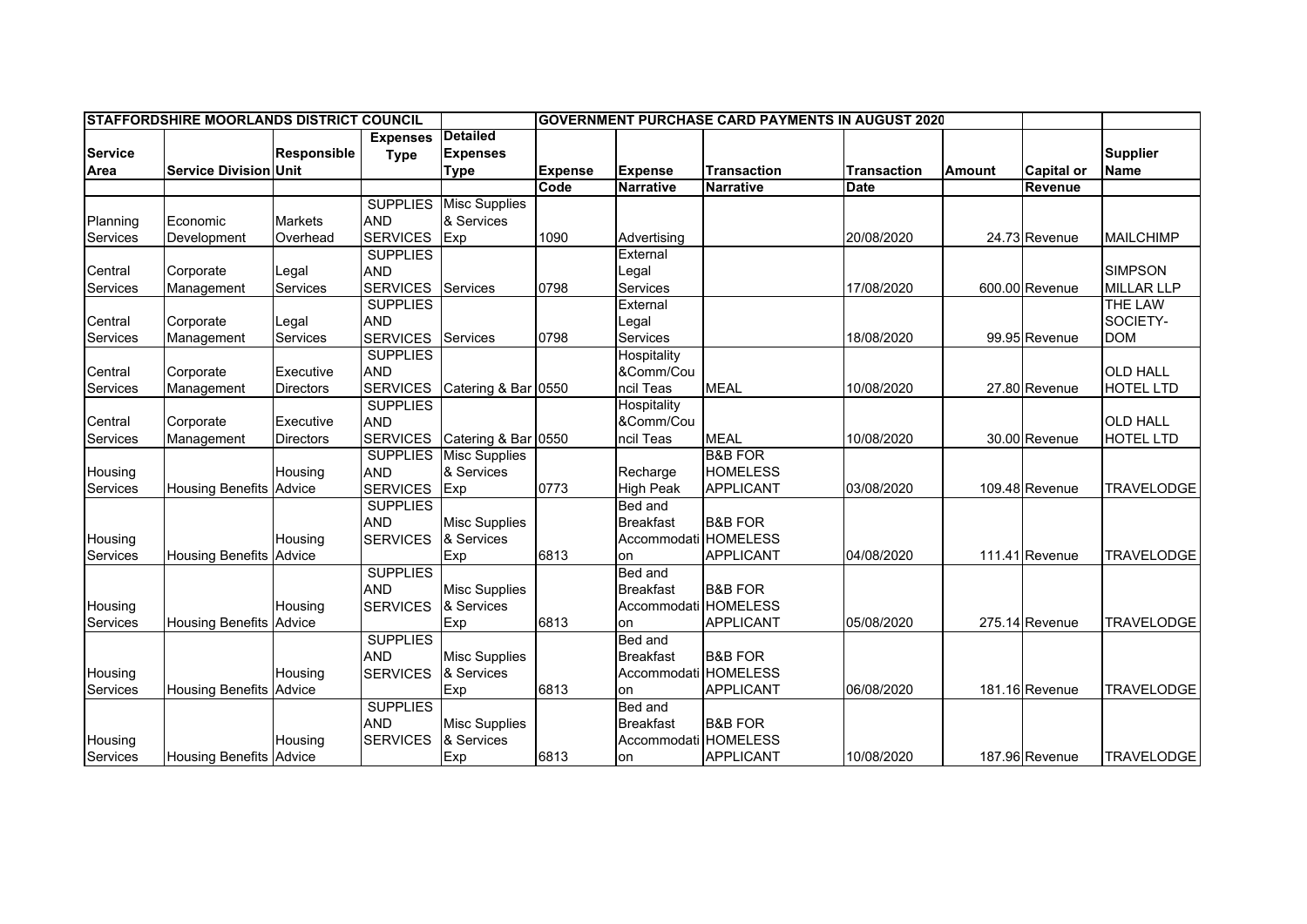| STAFFORDSHIRE MOORLANDS DISTRICT COUNCIL | | | | | GOVERNMENT PURCHASE CARD PAYMENTS IN AUGUST 2020 | | | | | | |
|---|---|---|---|---|---|---|---|---|---|---|---|
| Service Area | Service Division | Responsible Unit | Expenses Type | Detailed Expenses Type | Expense Code | Expense Narrative | Transaction Narrative | Transaction Date | Amount | Capital or Revenue | Supplier Name |
| Planning Services | Economic Development | Markets Overhead | SUPPLIES AND SERVICES | Misc Supplies & Services Exp | 1090 | Advertising | | 20/08/2020 | 24.73 | Revenue | MAILCHIMP |
| Central Services | Corporate Management | Legal Services | SUPPLIES AND SERVICES | Services | 0798 | External Legal Services | | 17/08/2020 | 600.00 | Revenue | SIMPSON MILLAR LLP |
| Central Services | Corporate Management | Legal Services | SUPPLIES AND SERVICES | Services | 0798 | External Legal Services | | 18/08/2020 | 99.95 | Revenue | THE LAW SOCIETY-DOM |
| Central Services | Corporate Management | Executive Directors | SUPPLIES AND SERVICES | Catering & Bar | 0550 | Hospitality &Comm/Council Teas | MEAL | 10/08/2020 | 27.80 | Revenue | OLD HALL HOTEL LTD |
| Central Services | Corporate Management | Executive Directors | SUPPLIES AND SERVICES | Catering & Bar | 0550 | Hospitality &Comm/Council Teas | MEAL | 10/08/2020 | 30.00 | Revenue | OLD HALL HOTEL LTD |
| Housing Services | Housing Benefits | Housing Advice | SUPPLIES AND SERVICES | Misc Supplies & Services Exp | 0773 | Recharge High Peak | B&B FOR HOMELESS APPLICANT | 03/08/2020 | 109.48 | Revenue | TRAVELODGE |
| Housing Services | Housing Benefits | Housing Advice | SUPPLIES AND SERVICES | Misc Supplies & Services Exp | 6813 | Bed and Breakfast Accommodation | B&B FOR HOMELESS APPLICANT | 04/08/2020 | 111.41 | Revenue | TRAVELODGE |
| Housing Services | Housing Benefits | Housing Advice | SUPPLIES AND SERVICES | Misc Supplies & Services Exp | 6813 | Bed and Breakfast Accommodation | B&B FOR HOMELESS APPLICANT | 05/08/2020 | 275.14 | Revenue | TRAVELODGE |
| Housing Services | Housing Benefits | Housing Advice | SUPPLIES AND SERVICES | Misc Supplies & Services Exp | 6813 | Bed and Breakfast Accommodation | B&B FOR HOMELESS APPLICANT | 06/08/2020 | 181.16 | Revenue | TRAVELODGE |
| Housing Services | Housing Benefits | Housing Advice | SUPPLIES AND SERVICES | Misc Supplies & Services Exp | 6813 | Bed and Breakfast Accommodation | B&B FOR HOMELESS APPLICANT | 10/08/2020 | 187.96 | Revenue | TRAVELODGE |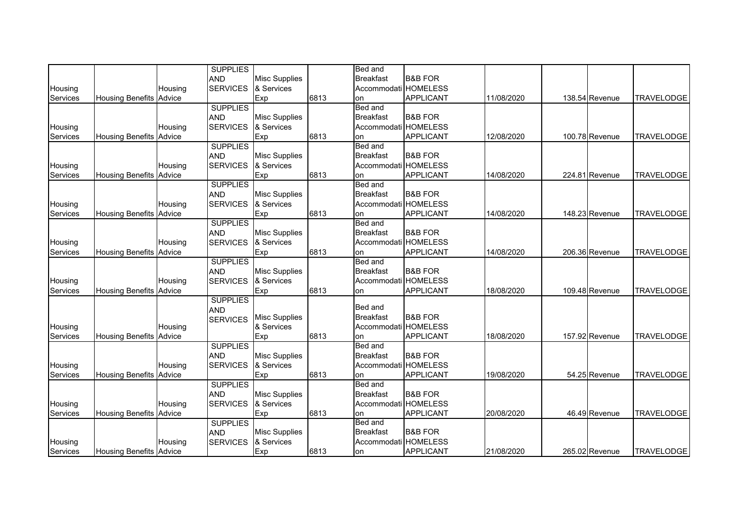| | | | | | | | | | | | |
|---|---|---|---|---|---|---|---|---|---|---|---|
| Housing Services | Housing Benefits | Housing Advice | SUPPLIES AND SERVICES | Misc Supplies & Services Exp | 6813 | Bed and Breakfast Accommodation | B&B FOR HOMELESS APPLICANT | 11/08/2020 | 138.54 | Revenue | TRAVELODGE |
| Housing Services | Housing Benefits | Housing Advice | SUPPLIES AND SERVICES | Misc Supplies & Services Exp | 6813 | Bed and Breakfast Accommodation | B&B FOR HOMELESS APPLICANT | 12/08/2020 | 100.78 | Revenue | TRAVELODGE |
| Housing Services | Housing Benefits | Housing Advice | SUPPLIES AND SERVICES | Misc Supplies & Services Exp | 6813 | Bed and Breakfast Accommodation | B&B FOR HOMELESS APPLICANT | 14/08/2020 | 224.81 | Revenue | TRAVELODGE |
| Housing Services | Housing Benefits | Housing Advice | SUPPLIES AND SERVICES | Misc Supplies & Services Exp | 6813 | Bed and Breakfast Accommodation | B&B FOR HOMELESS APPLICANT | 14/08/2020 | 148.23 | Revenue | TRAVELODGE |
| Housing Services | Housing Benefits | Housing Advice | SUPPLIES AND SERVICES | Misc Supplies & Services Exp | 6813 | Bed and Breakfast Accommodation | B&B FOR HOMELESS APPLICANT | 14/08/2020 | 206.36 | Revenue | TRAVELODGE |
| Housing Services | Housing Benefits | Housing Advice | SUPPLIES AND SERVICES | Misc Supplies & Services Exp | 6813 | Bed and Breakfast Accommodation | B&B FOR HOMELESS APPLICANT | 18/08/2020 | 109.48 | Revenue | TRAVELODGE |
| Housing Services | Housing Benefits | Housing Advice | SUPPLIES AND SERVICES | Misc Supplies & Services Exp | 6813 | Bed and Breakfast Accommodation | B&B FOR HOMELESS APPLICANT | 18/08/2020 | 157.92 | Revenue | TRAVELODGE |
| Housing Services | Housing Benefits | Housing Advice | SUPPLIES AND SERVICES | Misc Supplies & Services Exp | 6813 | Bed and Breakfast Accommodation | B&B FOR HOMELESS APPLICANT | 19/08/2020 | 54.25 | Revenue | TRAVELODGE |
| Housing Services | Housing Benefits | Housing Advice | SUPPLIES AND SERVICES | Misc Supplies & Services Exp | 6813 | Bed and Breakfast Accommodation | B&B FOR HOMELESS APPLICANT | 20/08/2020 | 46.49 | Revenue | TRAVELODGE |
| Housing Services | Housing Benefits | Housing Advice | SUPPLIES AND SERVICES | Misc Supplies & Services Exp | 6813 | Bed and Breakfast Accommodation | B&B FOR HOMELESS APPLICANT | 21/08/2020 | 265.02 | Revenue | TRAVELODGE |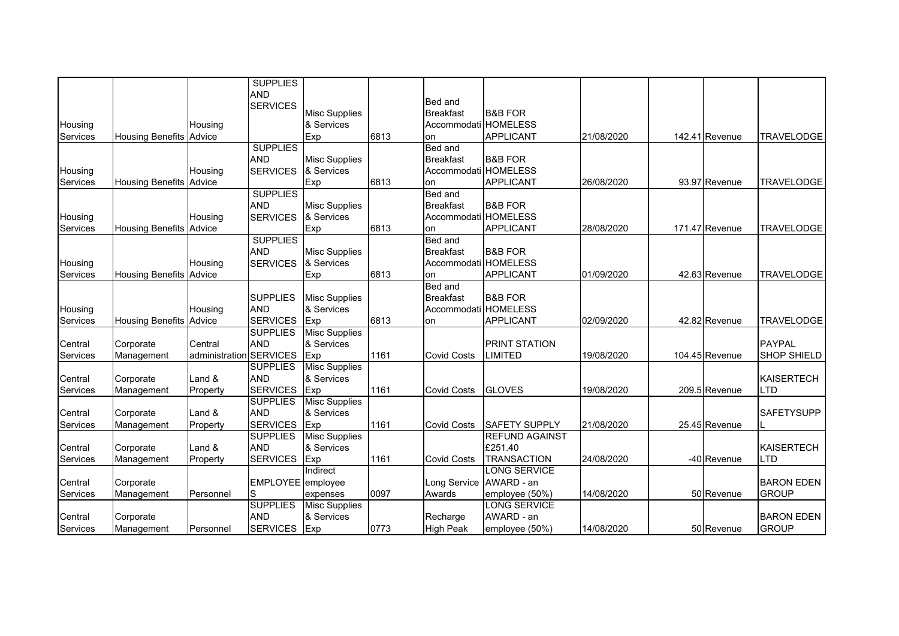| | | | | | | | | | | | |
|---|---|---|---|---|---|---|---|---|---|---|---|
| Housing Services | Housing Benefits | Housing Advice | SUPPLIES AND SERVICES | Misc Supplies & Services Exp | 6813 | Bed and Breakfast Accommodation | B&B FOR HOMELESS APPLICANT | 21/08/2020 | 142.41 | Revenue | TRAVELODGE |
| Housing Services | Housing Benefits | Housing Advice | SUPPLIES AND SERVICES | Misc Supplies & Services Exp | 6813 | Bed and Breakfast Accommodation | B&B FOR HOMELESS APPLICANT | 26/08/2020 | 93.97 | Revenue | TRAVELODGE |
| Housing Services | Housing Benefits | Housing Advice | SUPPLIES AND SERVICES | Misc Supplies & Services Exp | 6813 | Bed and Breakfast Accommodation | B&B FOR HOMELESS APPLICANT | 28/08/2020 | 171.47 | Revenue | TRAVELODGE |
| Housing Services | Housing Benefits | Housing Advice | SUPPLIES AND SERVICES | Misc Supplies & Services Exp | 6813 | Bed and Breakfast Accommodation | B&B FOR HOMELESS APPLICANT | 01/09/2020 | 42.63 | Revenue | TRAVELODGE |
| Housing Services | Housing Benefits | Housing Advice | SUPPLIES AND SERVICES | Misc Supplies & Services Exp | 6813 | Bed and Breakfast Accommodation | B&B FOR HOMELESS APPLICANT | 02/09/2020 | 42.82 | Revenue | TRAVELODGE |
| Central Services | Corporate Management | Central administration | SUPPLIES AND SERVICES | Misc Supplies & Services Exp | 1161 | Covid Costs | PRINT STATION LIMITED | 19/08/2020 | 104.45 | Revenue | PAYPAL SHOP SHIELD |
| Central Services | Corporate Management | Land & Property | SUPPLIES AND SERVICES | Misc Supplies & Services Exp | 1161 | Covid Costs | GLOVES | 19/08/2020 | 209.5 | Revenue | KAISERTECH LTD |
| Central Services | Corporate Management | Land & Property | SUPPLIES AND SERVICES | Misc Supplies & Services Exp | 1161 | Covid Costs | SAFETY SUPPLY | 21/08/2020 | 25.45 | Revenue | SAFETYSUPPL |
| Central Services | Corporate Management | Land & Property | SUPPLIES AND SERVICES | Misc Supplies & Services Exp | 1161 | Covid Costs | REFUND AGAINST £251.40 TRANSACTION | 24/08/2020 | -40 | Revenue | KAISERTECH LTD |
| Central Services | Corporate Management | Personnel | EMPLOYEES | Indirect employee expenses | 0097 | Long Service Awards | LONG SERVICE AWARD - an employee (50%) | 14/08/2020 | 50 | Revenue | BARON EDEN GROUP |
| Central Services | Corporate Management | Personnel | SUPPLIES AND SERVICES | Misc Supplies & Services Exp | 0773 | Recharge High Peak | LONG SERVICE AWARD - an employee (50%) | 14/08/2020 | 50 | Revenue | BARON EDEN GROUP |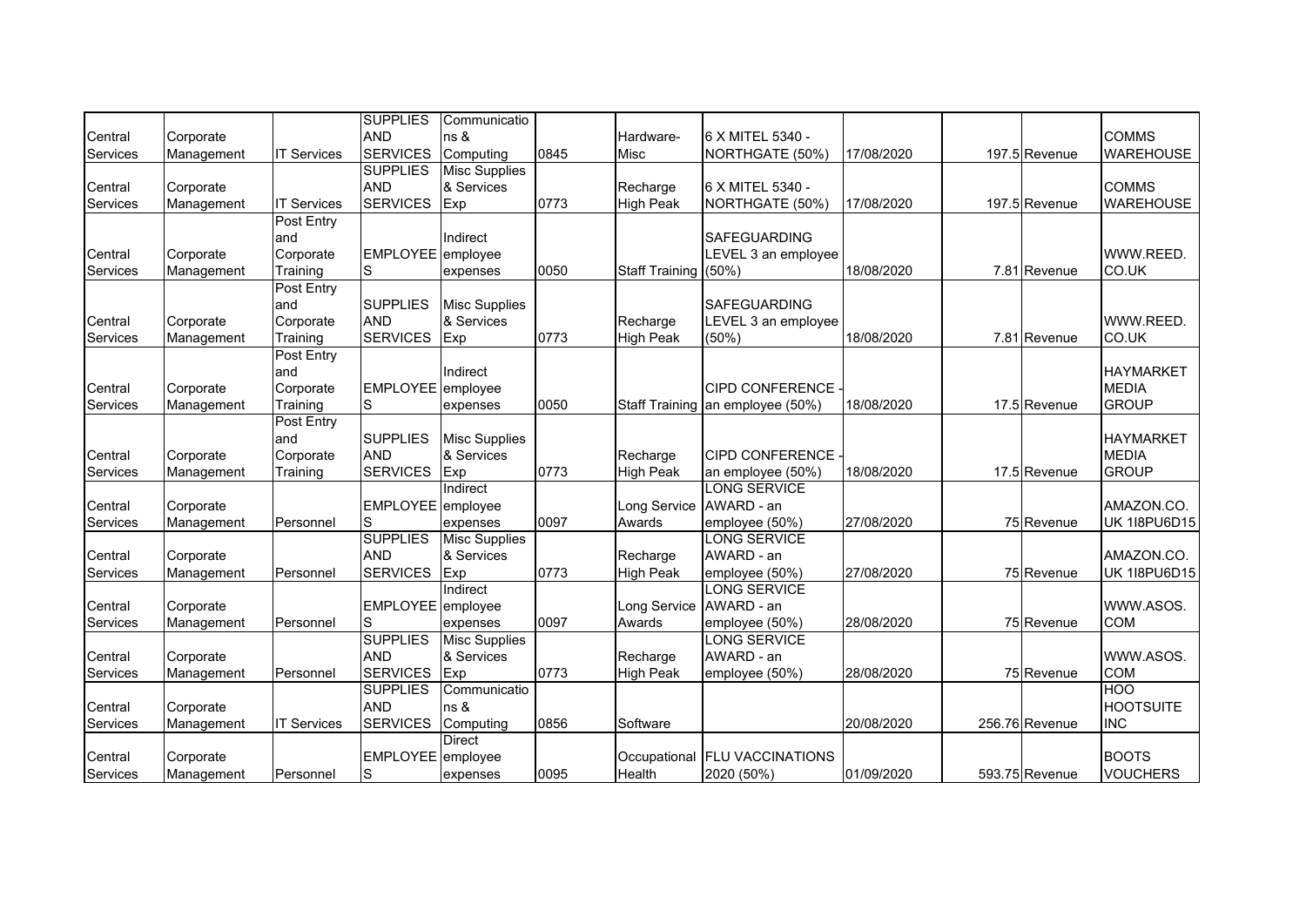| | | | | | | | | | | | |
|---|---|---|---|---|---|---|---|---|---|---|---|
| Central Services | Corporate Management | IT Services | SUPPLIES AND SERVICES | Communications & Computing | 0845 | Hardware-Misc | 6 X MITEL 5340 - NORTHGATE (50%) | 17/08/2020 | | 197.5 Revenue | COMMS WAREHOUSE |
| Central Services | Corporate Management | IT Services | SUPPLIES AND SERVICES | Misc Supplies & Services Exp | 0773 | Recharge High Peak | 6 X MITEL 5340 - NORTHGATE (50%) | 17/08/2020 | | 197.5 Revenue | COMMS WAREHOUSE |
| Central Services | Corporate Management | Post Entry and Corporate Training | EMPLOYEES | Indirect employee expenses | 0050 | Staff Training | SAFEGUARDING LEVEL 3 an employee (50%) | 18/08/2020 | | 7.81 Revenue | WWW.REED.CO.UK |
| Central Services | Corporate Management | Post Entry and Corporate Training | SUPPLIES AND SERVICES | Misc Supplies & Services Exp | 0773 | Recharge High Peak | SAFEGUARDING LEVEL 3 an employee (50%) | 18/08/2020 | | 7.81 Revenue | WWW.REED.CO.UK |
| Central Services | Corporate Management | Post Entry and Corporate Training | EMPLOYEES | Indirect employee expenses | 0050 | Staff Training | CIPD CONFERENCE - an employee (50%) | 18/08/2020 | | 17.5 Revenue | HAYMARKET MEDIA GROUP |
| Central Services | Corporate Management | Post Entry and Corporate Training | SUPPLIES AND SERVICES | Misc Supplies & Services Exp | 0773 | Recharge High Peak | CIPD CONFERENCE - an employee (50%) | 18/08/2020 | | 17.5 Revenue | HAYMARKET MEDIA GROUP |
| Central Services | Corporate Management | Personnel | EMPLOYEES | Indirect employee expenses | 0097 | Long Service Awards | LONG SERVICE AWARD - an employee (50%) | 27/08/2020 | | 75 Revenue | AMAZON.CO.UK 1I8PU6D15 |
| Central Services | Corporate Management | Personnel | SUPPLIES AND SERVICES | Misc Supplies & Services Exp | 0773 | Recharge High Peak | LONG SERVICE AWARD - an employee (50%) | 27/08/2020 | | 75 Revenue | AMAZON.CO.UK 1I8PU6D15 |
| Central Services | Corporate Management | Personnel | EMPLOYEES | Indirect employee expenses | 0097 | Long Service Awards | LONG SERVICE AWARD - an employee (50%) | 28/08/2020 | | 75 Revenue | WWW.ASOS.COM |
| Central Services | Corporate Management | Personnel | SUPPLIES AND SERVICES | Misc Supplies & Services Exp | 0773 | Recharge High Peak | LONG SERVICE AWARD - an employee (50%) | 28/08/2020 | | 75 Revenue | WWW.ASOS.COM |
| Central Services | Corporate Management | IT Services | SUPPLIES AND SERVICES | Communications & Computing | 0856 | Software | | 20/08/2020 | | 256.76 Revenue | HOO HOOTSUITE INC |
| Central Services | Corporate Management | Personnel | EMPLOYEES | Direct employee expenses | 0095 | Occupational Health | FLU VACCINATIONS 2020 (50%) | 01/09/2020 | | 593.75 Revenue | BOOTS VOUCHERS |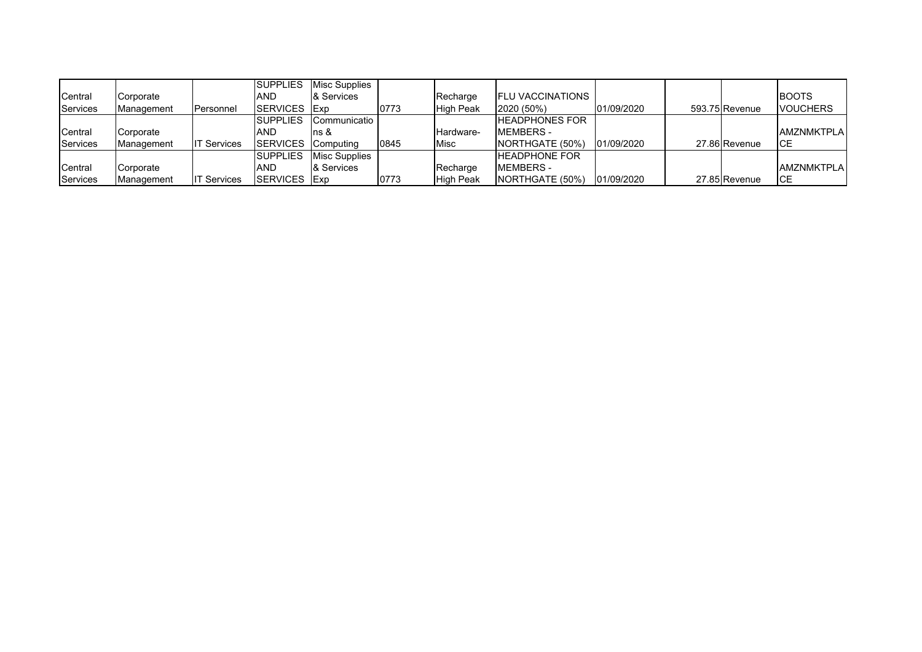| | | | | | | | | | | | | |
|---|---|---|---|---|---|---|---|---|---|---|---|---|
| Central Services | Corporate Management | Personnel | SUPPLIES AND SERVICES | Misc Supplies & Services Exp | 0773 | Recharge High Peak | FLU VACCINATIONS 2020 (50%) | 01/09/2020 | | 593.75 | Revenue | BOOTS VOUCHERS |
| Central Services | Corporate Management | IT Services | SUPPLIES AND SERVICES | Communications & Computing | 0845 | Hardware-Misc | HEADPHONES FOR MEMBERS - NORTHGATE (50%) | 01/09/2020 | | 27.86 | Revenue | AMZNMKTPLACE |
| Central Services | Corporate Management | IT Services | SUPPLIES AND SERVICES | Misc Supplies & Services Exp | 0773 | Recharge High Peak | HEADPHONE FOR MEMBERS - NORTHGATE (50%) | 01/09/2020 | | 27.85 | Revenue | AMZNMKTPLACE |